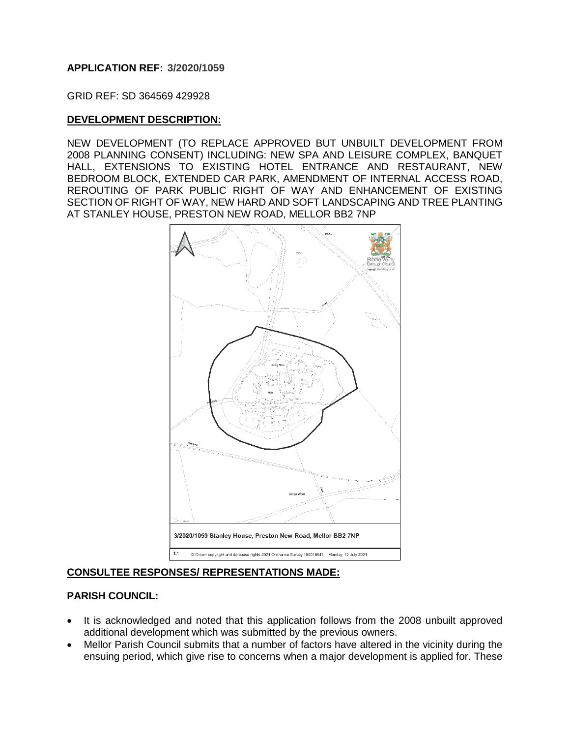**APPLICATION REF: 3/2020/1059**

GRID REF: SD 364569 429928

**DEVELOPMENT DESCRIPTION:**

NEW DEVELOPMENT (TO REPLACE APPROVED BUT UNBUILT DEVELOPMENT FROM 2008 PLANNING CONSENT) INCLUDING: NEW SPA AND LEISURE COMPLEX, BANQUET HALL, EXTENSIONS TO EXISTING HOTEL ENTRANCE AND RESTAURANT, NEW BEDROOM BLOCK, EXTENDED CAR PARK, AMENDMENT OF INTERNAL ACCESS ROAD, REROUTING OF PARK PUBLIC RIGHT OF WAY AND ENHANCEMENT OF EXISTING SECTION OF RIGHT OF WAY, NEW HARD AND SOFT LANDSCAPING AND TREE PLANTING AT STANLEY HOUSE, PRESTON NEW ROAD, MELLOR BB2 7NP

3/2020/1059 Stanley House, Preston New Road, Mellor BB2 7NP

1:1 © Crown copyright and database rights 2021 Ordnance Survey 100018641 Monday, 12 July 2021

**CONSULTEE RESPONSES/ REPRESENTATIONS MADE:**

**PARISH COUNCIL:**

- It is acknowledged and noted that this application follows from the 2008 unbuilt approved additional development which was submitted by the previous owners.
- Mellor Parish Council submits that a number of factors have altered in the vicinity during the ensuing period, which give rise to concerns when a major development is applied for. These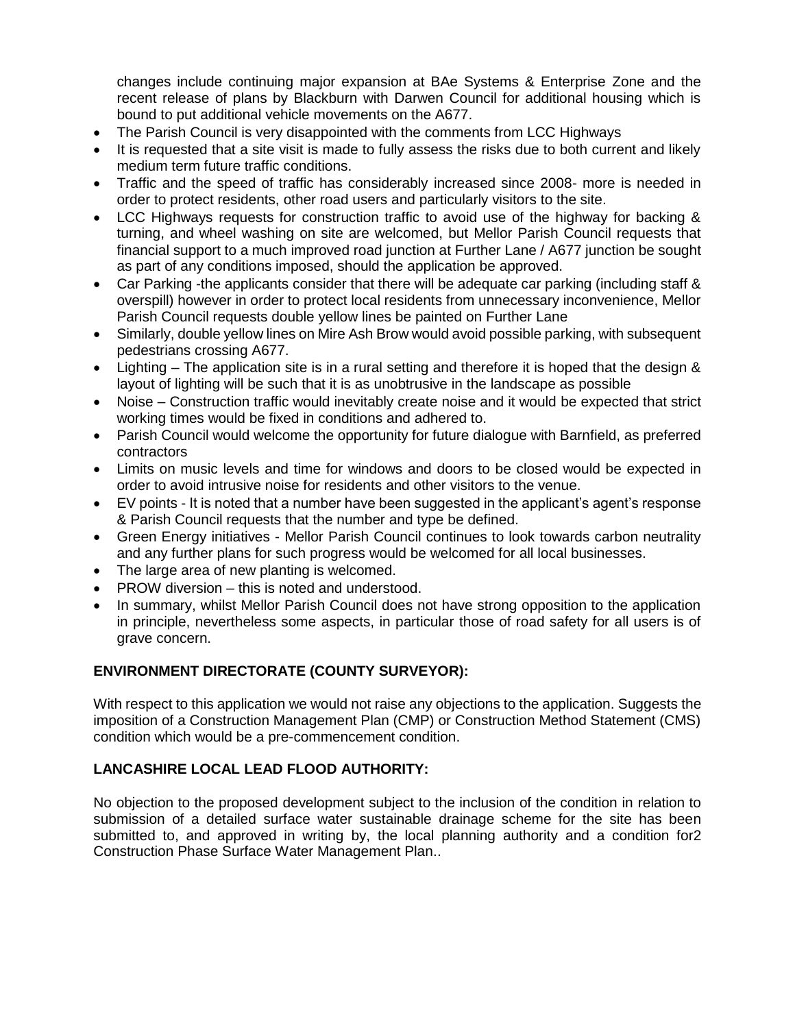changes include continuing major expansion at BAe Systems & Enterprise Zone and the recent release of plans by Blackburn with Darwen Council for additional housing which is bound to put additional vehicle movements on the A677.

- The Parish Council is very disappointed with the comments from LCC Highways
- It is requested that a site visit is made to fully assess the risks due to both current and likely medium term future traffic conditions.
- Traffic and the speed of traffic has considerably increased since 2008- more is needed in order to protect residents, other road users and particularly visitors to the site.
- LCC Highways requests for construction traffic to avoid use of the highway for backing & turning, and wheel washing on site are welcomed, but Mellor Parish Council requests that financial support to a much improved road junction at Further Lane / A677 junction be sought as part of any conditions imposed, should the application be approved.
- Car Parking -the applicants consider that there will be adequate car parking (including staff & overspill) however in order to protect local residents from unnecessary inconvenience, Mellor Parish Council requests double yellow lines be painted on Further Lane
- Similarly, double yellow lines on Mire Ash Brow would avoid possible parking, with subsequent pedestrians crossing A677.
- Lighting – The application site is in a rural setting and therefore it is hoped that the design & layout of lighting will be such that it is as unobtrusive in the landscape as possible
- Noise – Construction traffic would inevitably create noise and it would be expected that strict working times would be fixed in conditions and adhered to.
- Parish Council would welcome the opportunity for future dialogue with Barnfield, as preferred contractors
- Limits on music levels and time for windows and doors to be closed would be expected in order to avoid intrusive noise for residents and other visitors to the venue.
- EV points - It is noted that a number have been suggested in the applicant's agent's response & Parish Council requests that the number and type be defined.
- Green Energy initiatives - Mellor Parish Council continues to look towards carbon neutrality and any further plans for such progress would be welcomed for all local businesses.
- The large area of new planting is welcomed.
- PROW diversion – this is noted and understood.
- In summary, whilst Mellor Parish Council does not have strong opposition to the application in principle, nevertheless some aspects, in particular those of road safety for all users is of grave concern.

**ENVIRONMENT DIRECTORATE (COUNTY SURVEYOR):**

With respect to this application we would not raise any objections to the application. Suggests the imposition of a Construction Management Plan (CMP) or Construction Method Statement (CMS) condition which would be a pre-commencement condition.

**LANCASHIRE LOCAL LEAD FLOOD AUTHORITY:**

No objection to the proposed development subject to the inclusion of the condition in relation to submission of a detailed surface water sustainable drainage scheme for the site has been submitted to, and approved in writing by, the local planning authority and a condition for2 Construction Phase Surface Water Management Plan..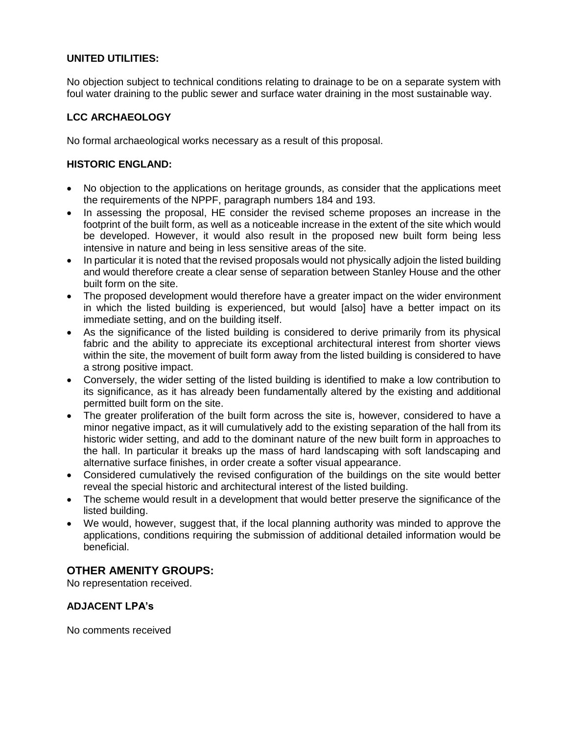**UNITED UTILITIES:**

No objection subject to technical conditions relating to drainage to be on a separate system with foul water draining to the public sewer and surface water draining in the most sustainable way.

**LCC ARCHAEOLOGY**

No formal archaeological works necessary as a result of this proposal.

**HISTORIC ENGLAND:**

- No objection to the applications on heritage grounds, as consider that the applications meet the requirements of the NPPF, paragraph numbers 184 and 193.
- In assessing the proposal, HE consider the revised scheme proposes an increase in the footprint of the built form, as well as a noticeable increase in the extent of the site which would be developed. However, it would also result in the proposed new built form being less intensive in nature and being in less sensitive areas of the site.
- In particular it is noted that the revised proposals would not physically adjoin the listed building and would therefore create a clear sense of separation between Stanley House and the other built form on the site.
- The proposed development would therefore have a greater impact on the wider environment in which the listed building is experienced, but would [also] have a better impact on its immediate setting, and on the building itself.
- As the significance of the listed building is considered to derive primarily from its physical fabric and the ability to appreciate its exceptional architectural interest from shorter views within the site, the movement of built form away from the listed building is considered to have a strong positive impact.
- Conversely, the wider setting of the listed building is identified to make a low contribution to its significance, as it has already been fundamentally altered by the existing and additional permitted built form on the site.
- The greater proliferation of the built form across the site is, however, considered to have a minor negative impact, as it will cumulatively add to the existing separation of the hall from its historic wider setting, and add to the dominant nature of the new built form in approaches to the hall. In particular it breaks up the mass of hard landscaping with soft landscaping and alternative surface finishes, in order create a softer visual appearance.
- Considered cumulatively the revised configuration of the buildings on the site would better reveal the special historic and architectural interest of the listed building.
- The scheme would result in a development that would better preserve the significance of the listed building.
- We would, however, suggest that, if the local planning authority was minded to approve the applications, conditions requiring the submission of additional detailed information would be beneficial.

## OTHER AMENITY GROUPS:

No representation received.

**ADJACENT LPA's**

No comments received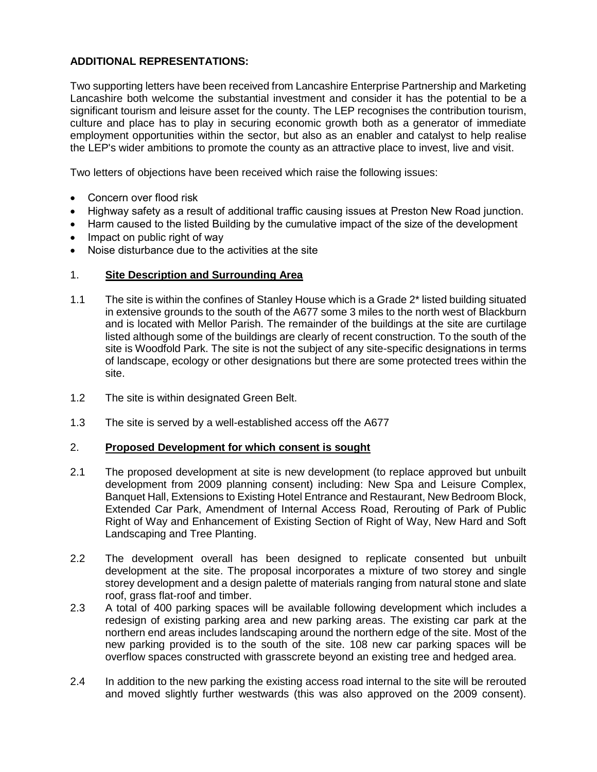**ADDITIONAL REPRESENTATIONS:**

Two supporting letters have been received from Lancashire Enterprise Partnership and Marketing Lancashire both welcome the substantial investment and consider it has the potential to be a significant tourism and leisure asset for the county. The LEP recognises the contribution tourism, culture and place has to play in securing economic growth both as a generator of immediate employment opportunities within the sector, but also as an enabler and catalyst to help realise the LEP's wider ambitions to promote the county as an attractive place to invest, live and visit.

Two letters of objections have been received which raise the following issues:

- Concern over flood risk
- Highway safety as a result of additional traffic causing issues at Preston New Road junction.
- Harm caused to the listed Building by the cumulative impact of the size of the development
- Impact on public right of way
- Noise disturbance due to the activities at the site

## 1. Site Description and Surrounding Area

1.1 The site is within the confines of Stanley House which is a Grade 2* listed building situated in extensive grounds to the south of the A677 some 3 miles to the north west of Blackburn and is located with Mellor Parish. The remainder of the buildings at the site are curtilage listed although some of the buildings are clearly of recent construction. To the south of the site is Woodfold Park. The site is not the subject of any site-specific designations in terms of landscape, ecology or other designations but there are some protected trees within the site.

1.2 The site is within designated Green Belt.

1.3 The site is served by a well-established access off the A677

## 2. Proposed Development for which consent is sought

2.1 The proposed development at site is new development (to replace approved but unbuilt development from 2009 planning consent) including: New Spa and Leisure Complex, Banquet Hall, Extensions to Existing Hotel Entrance and Restaurant, New Bedroom Block, Extended Car Park, Amendment of Internal Access Road, Rerouting of Park of Public Right of Way and Enhancement of Existing Section of Right of Way, New Hard and Soft Landscaping and Tree Planting.

2.2 The development overall has been designed to replicate consented but unbuilt development at the site. The proposal incorporates a mixture of two storey and single storey development and a design palette of materials ranging from natural stone and slate roof, grass flat-roof and timber.

2.3 A total of 400 parking spaces will be available following development which includes a redesign of existing parking area and new parking areas. The existing car park at the northern end areas includes landscaping around the northern edge of the site. Most of the new parking provided is to the south of the site. 108 new car parking spaces will be overflow spaces constructed with grasscrete beyond an existing tree and hedged area.

2.4 In addition to the new parking the existing access road internal to the site will be rerouted and moved slightly further westwards (this was also approved on the 2009 consent).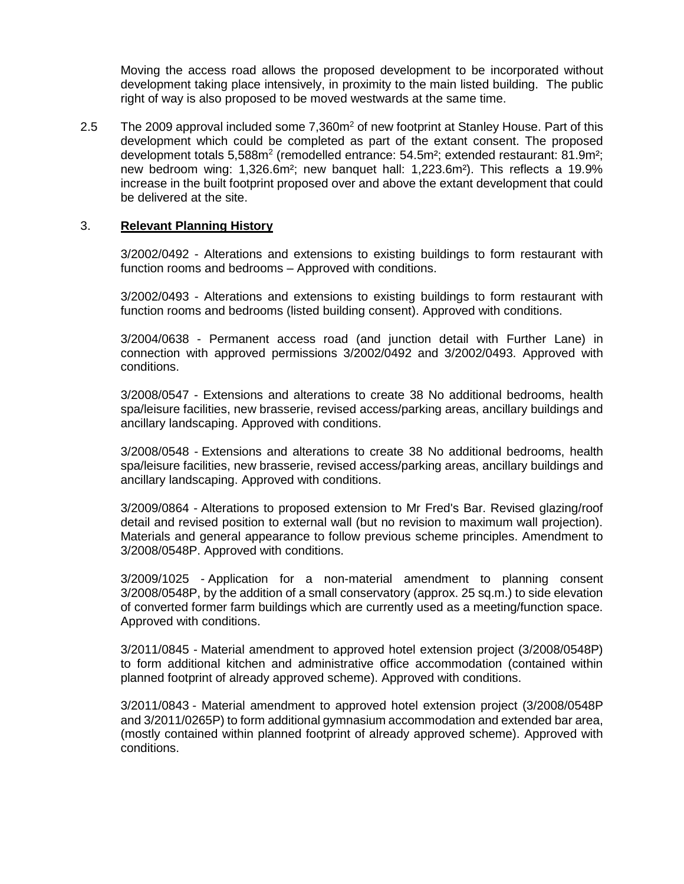Moving the access road allows the proposed development to be incorporated without development taking place intensively, in proximity to the main listed building. The public right of way is also proposed to be moved westwards at the same time.

2.5 The 2009 approval included some 7,360m$^2$ of new footprint at Stanley House. Part of this development which could be completed as part of the extant consent. The proposed development totals 5,588m$^2$ (remodelled entrance: 54.5m$^2$; extended restaurant: 81.9m$^2$; new bedroom wing: 1,326.6m$^2$; new banquet hall: 1,223.6m$^2$). This reflects a 19.9% increase in the built footprint proposed over and above the extant development that could be delivered at the site.

## 3. **Relevant Planning History**

3/2002/0492 - Alterations and extensions to existing buildings to form restaurant with function rooms and bedrooms – Approved with conditions.

3/2002/0493 - Alterations and extensions to existing buildings to form restaurant with function rooms and bedrooms (listed building consent). Approved with conditions.

3/2004/0638 - Permanent access road (and junction detail with Further Lane) in connection with approved permissions 3/2002/0492 and 3/2002/0493. Approved with conditions.

3/2008/0547 - Extensions and alterations to create 38 No additional bedrooms, health spa/leisure facilities, new brasserie, revised access/parking areas, ancillary buildings and ancillary landscaping. Approved with conditions.

3/2008/0548 - Extensions and alterations to create 38 No additional bedrooms, health spa/leisure facilities, new brasserie, revised access/parking areas, ancillary buildings and ancillary landscaping. Approved with conditions.

3/2009/0864 - Alterations to proposed extension to Mr Fred's Bar. Revised glazing/roof detail and revised position to external wall (but no revision to maximum wall projection). Materials and general appearance to follow previous scheme principles. Amendment to 3/2008/0548P. Approved with conditions.

3/2009/1025 - Application for a non-material amendment to planning consent 3/2008/0548P, by the addition of a small conservatory (approx. 25 sq.m.) to side elevation of converted former farm buildings which are currently used as a meeting/function space. Approved with conditions.

3/2011/0845 - Material amendment to approved hotel extension project (3/2008/0548P) to form additional kitchen and administrative office accommodation (contained within planned footprint of already approved scheme). Approved with conditions.

3/2011/0843 - Material amendment to approved hotel extension project (3/2008/0548P and 3/2011/0265P) to form additional gymnasium accommodation and extended bar area, (mostly contained within planned footprint of already approved scheme). Approved with conditions.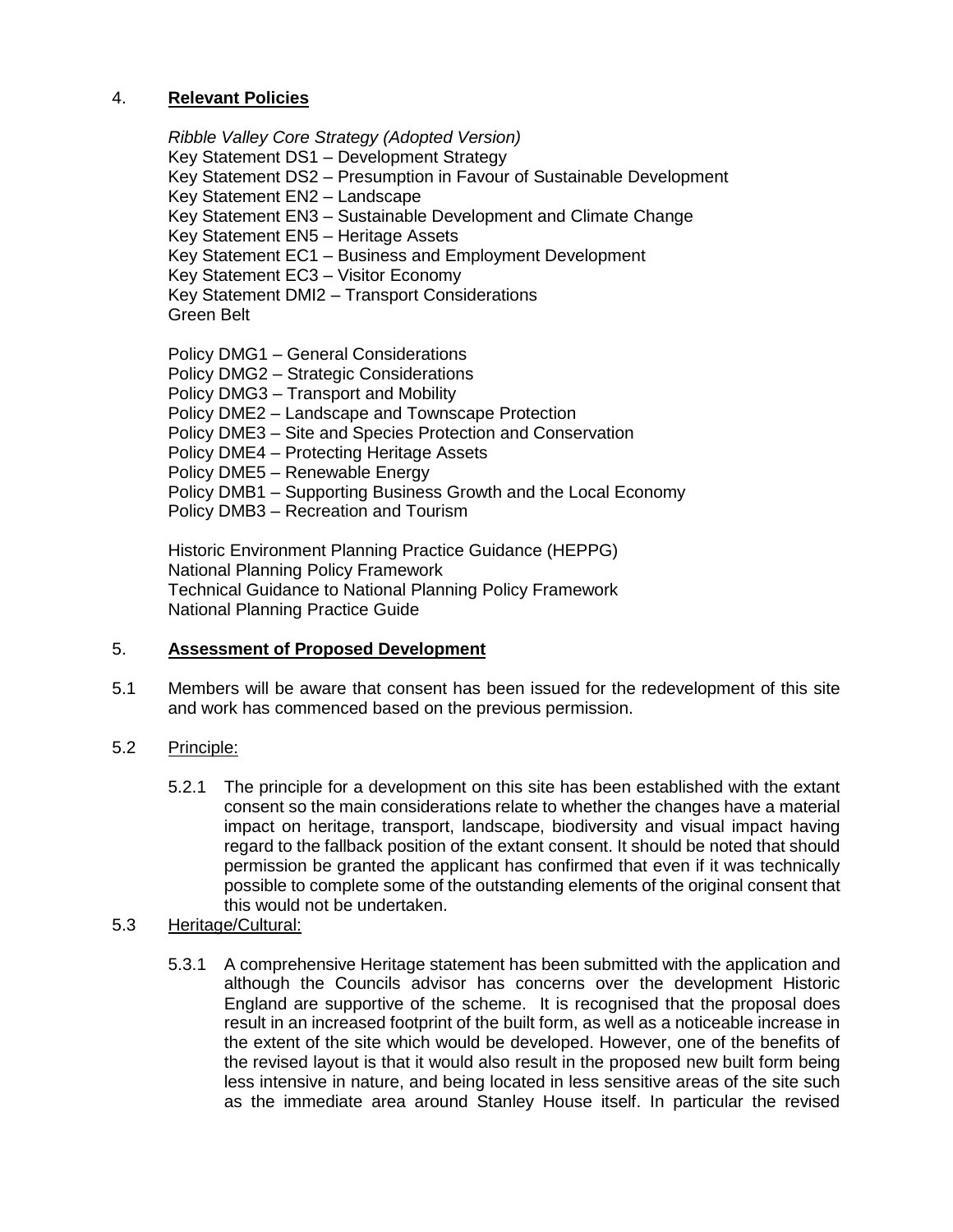## 4. **Relevant Policies**

*Ribble Valley Core Strategy (Adopted Version)*
Key Statement DS1 – Development Strategy
Key Statement DS2 – Presumption in Favour of Sustainable Development
Key Statement EN2 – Landscape
Key Statement EN3 – Sustainable Development and Climate Change
Key Statement EN5 – Heritage Assets
Key Statement EC1 – Business and Employment Development
Key Statement EC3 – Visitor Economy
Key Statement DMI2 – Transport Considerations
Green Belt

Policy DMG1 – General Considerations
Policy DMG2 – Strategic Considerations
Policy DMG3 – Transport and Mobility
Policy DME2 – Landscape and Townscape Protection
Policy DME3 – Site and Species Protection and Conservation
Policy DME4 – Protecting Heritage Assets
Policy DME5 – Renewable Energy
Policy DMB1 – Supporting Business Growth and the Local Economy
Policy DMB3 – Recreation and Tourism

Historic Environment Planning Practice Guidance (HEPPG)
National Planning Policy Framework
Technical Guidance to National Planning Policy Framework
National Planning Practice Guide

## 5. **Assessment of Proposed Development**

5.1 Members will be aware that consent has been issued for the redevelopment of this site and work has commenced based on the previous permission.

5.2 Principle:

5.2.1 The principle for a development on this site has been established with the extant consent so the main considerations relate to whether the changes have a material impact on heritage, transport, landscape, biodiversity and visual impact having regard to the fallback position of the extant consent. It should be noted that should permission be granted the applicant has confirmed that even if it was technically possible to complete some of the outstanding elements of the original consent that this would not be undertaken.

5.3 Heritage/Cultural:

5.3.1 A comprehensive Heritage statement has been submitted with the application and although the Councils advisor has concerns over the development Historic England are supportive of the scheme. It is recognised that the proposal does result in an increased footprint of the built form, as well as a noticeable increase in the extent of the site which would be developed. However, one of the benefits of the revised layout is that it would also result in the proposed new built form being less intensive in nature, and being located in less sensitive areas of the site such as the immediate area around Stanley House itself. In particular the revised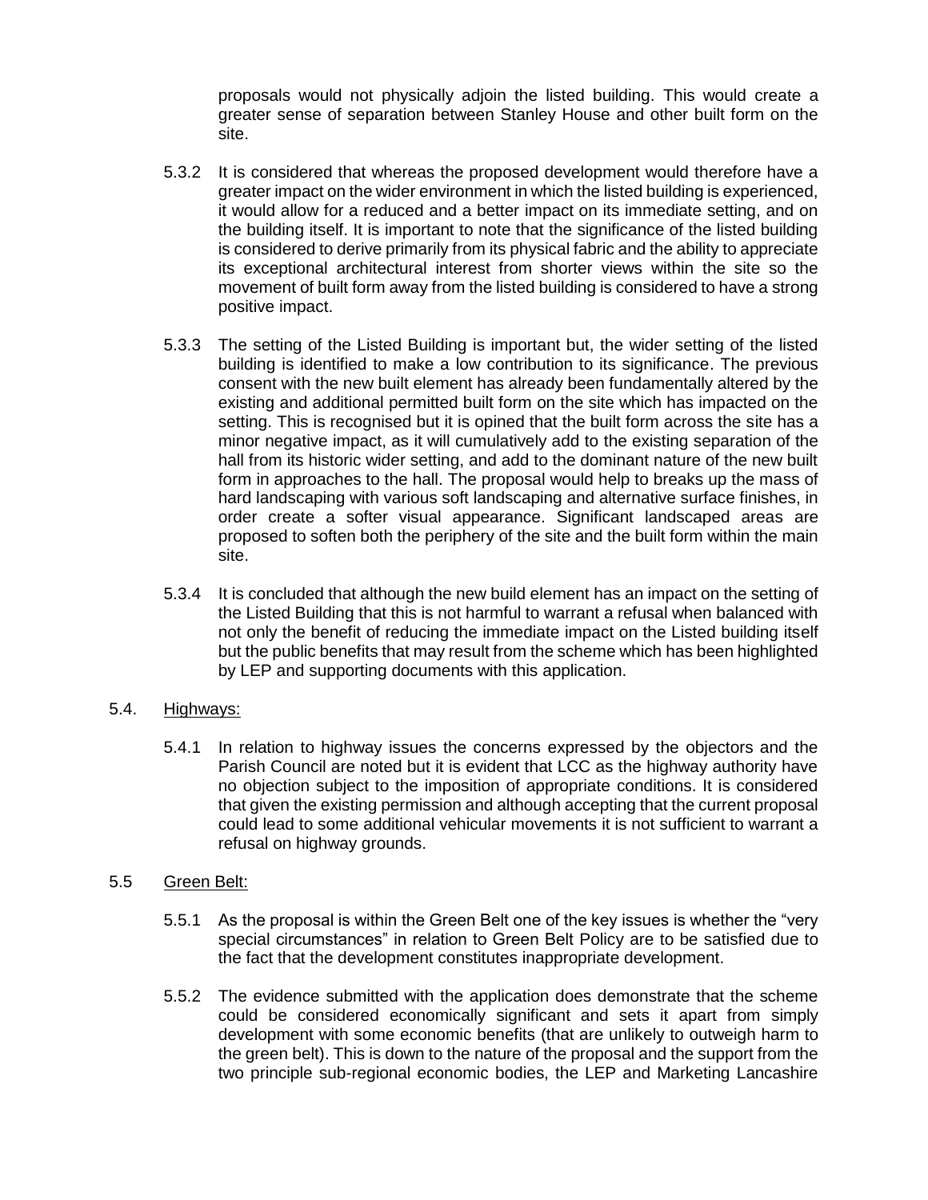proposals would not physically adjoin the listed building. This would create a greater sense of separation between Stanley House and other built form on the site.

5.3.2 It is considered that whereas the proposed development would therefore have a greater impact on the wider environment in which the listed building is experienced, it would allow for a reduced and a better impact on its immediate setting, and on the building itself. It is important to note that the significance of the listed building is considered to derive primarily from its physical fabric and the ability to appreciate its exceptional architectural interest from shorter views within the site so the movement of built form away from the listed building is considered to have a strong positive impact.

5.3.3 The setting of the Listed Building is important but, the wider setting of the listed building is identified to make a low contribution to its significance. The previous consent with the new built element has already been fundamentally altered by the existing and additional permitted built form on the site which has impacted on the setting. This is recognised but it is opined that the built form across the site has a minor negative impact, as it will cumulatively add to the existing separation of the hall from its historic wider setting, and add to the dominant nature of the new built form in approaches to the hall. The proposal would help to breaks up the mass of hard landscaping with various soft landscaping and alternative surface finishes, in order create a softer visual appearance. Significant landscaped areas are proposed to soften both the periphery of the site and the built form within the main site.

5.3.4 It is concluded that although the new build element has an impact on the setting of the Listed Building that this is not harmful to warrant a refusal when balanced with not only the benefit of reducing the immediate impact on the Listed building itself but the public benefits that may result from the scheme which has been highlighted by LEP and supporting documents with this application.

5.4. Highways:

5.4.1 In relation to highway issues the concerns expressed by the objectors and the Parish Council are noted but it is evident that LCC as the highway authority have no objection subject to the imposition of appropriate conditions. It is considered that given the existing permission and although accepting that the current proposal could lead to some additional vehicular movements it is not sufficient to warrant a refusal on highway grounds.

5.5 Green Belt:

5.5.1 As the proposal is within the Green Belt one of the key issues is whether the "very special circumstances" in relation to Green Belt Policy are to be satisfied due to the fact that the development constitutes inappropriate development.

5.5.2 The evidence submitted with the application does demonstrate that the scheme could be considered economically significant and sets it apart from simply development with some economic benefits (that are unlikely to outweigh harm to the green belt). This is down to the nature of the proposal and the support from the two principle sub-regional economic bodies, the LEP and Marketing Lancashire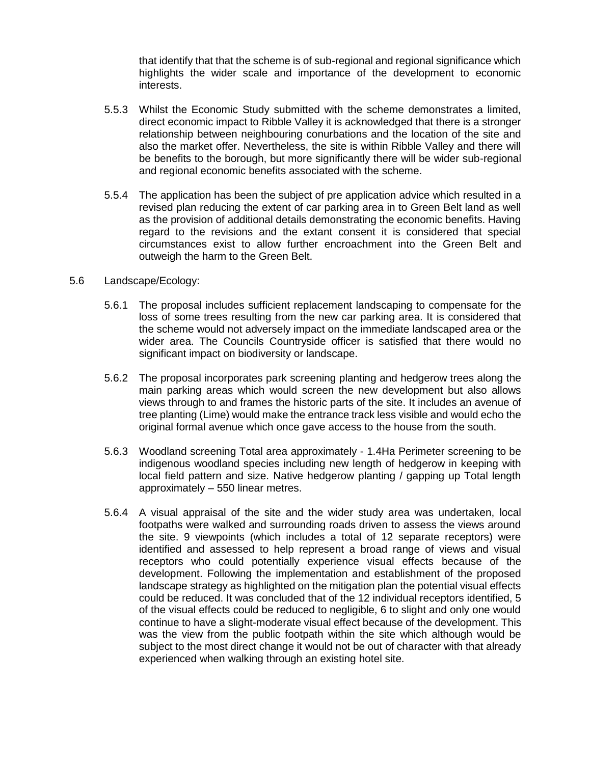that identify that that the scheme is of sub-regional and regional significance which highlights the wider scale and importance of the development to economic interests.

5.5.3 Whilst the Economic Study submitted with the scheme demonstrates a limited, direct economic impact to Ribble Valley it is acknowledged that there is a stronger relationship between neighbouring conurbations and the location of the site and also the market offer. Nevertheless, the site is within Ribble Valley and there will be benefits to the borough, but more significantly there will be wider sub-regional and regional economic benefits associated with the scheme.

5.5.4 The application has been the subject of pre application advice which resulted in a revised plan reducing the extent of car parking area in to Green Belt land as well as the provision of additional details demonstrating the economic benefits. Having regard to the revisions and the extant consent it is considered that special circumstances exist to allow further encroachment into the Green Belt and outweigh the harm to the Green Belt.

5.6 Landscape/Ecology:

5.6.1 The proposal includes sufficient replacement landscaping to compensate for the loss of some trees resulting from the new car parking area. It is considered that the scheme would not adversely impact on the immediate landscaped area or the wider area. The Councils Countryside officer is satisfied that there would no significant impact on biodiversity or landscape.

5.6.2 The proposal incorporates park screening planting and hedgerow trees along the main parking areas which would screen the new development but also allows views through to and frames the historic parts of the site. It includes an avenue of tree planting (Lime) would make the entrance track less visible and would echo the original formal avenue which once gave access to the house from the south.

5.6.3 Woodland screening Total area approximately - 1.4Ha Perimeter screening to be indigenous woodland species including new length of hedgerow in keeping with local field pattern and size. Native hedgerow planting / gapping up Total length approximately – 550 linear metres.

5.6.4 A visual appraisal of the site and the wider study area was undertaken, local footpaths were walked and surrounding roads driven to assess the views around the site. 9 viewpoints (which includes a total of 12 separate receptors) were identified and assessed to help represent a broad range of views and visual receptors who could potentially experience visual effects because of the development. Following the implementation and establishment of the proposed landscape strategy as highlighted on the mitigation plan the potential visual effects could be reduced. It was concluded that of the 12 individual receptors identified, 5 of the visual effects could be reduced to negligible, 6 to slight and only one would continue to have a slight-moderate visual effect because of the development. This was the view from the public footpath within the site which although would be subject to the most direct change it would not be out of character with that already experienced when walking through an existing hotel site.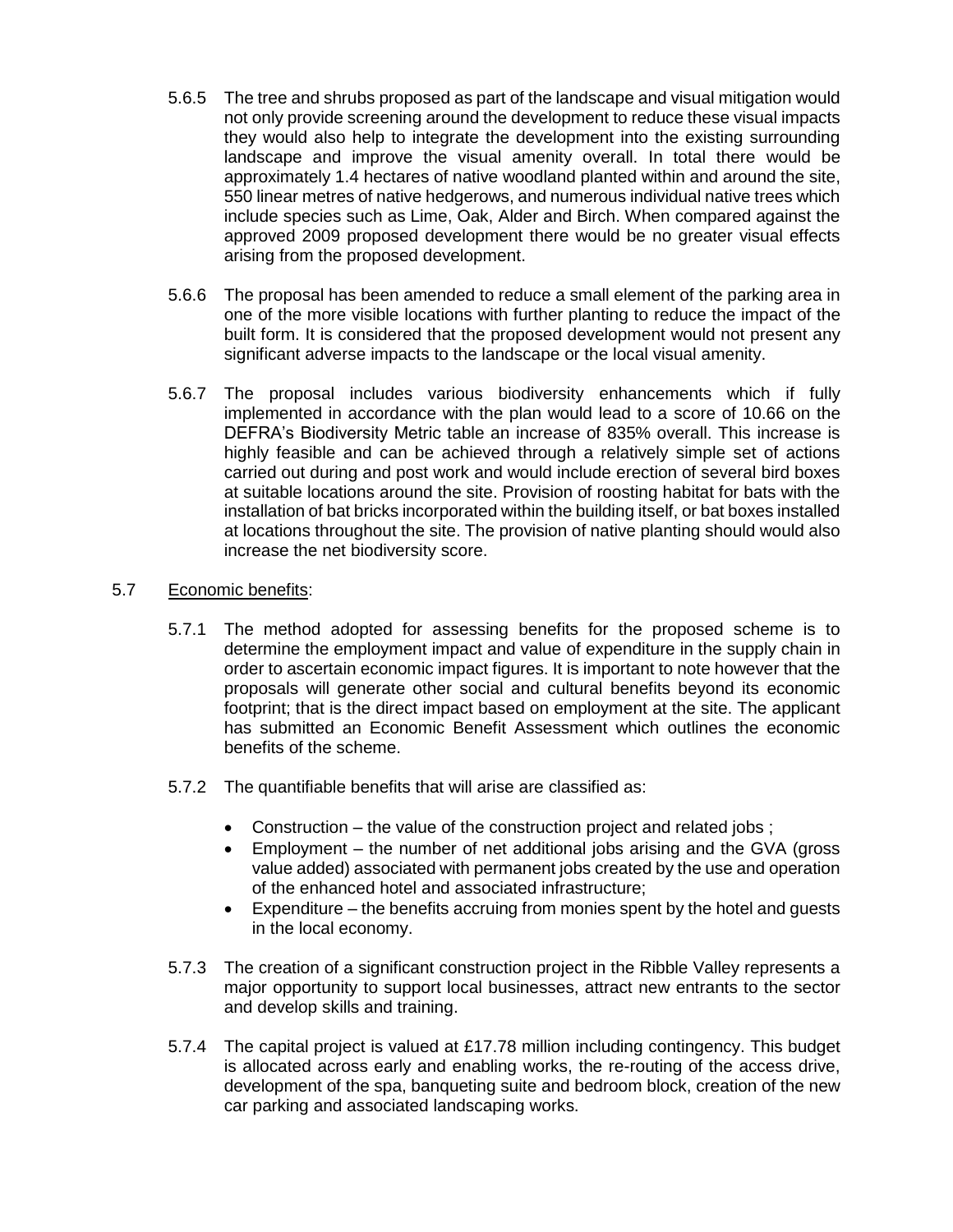5.6.5 The tree and shrubs proposed as part of the landscape and visual mitigation would not only provide screening around the development to reduce these visual impacts they would also help to integrate the development into the existing surrounding landscape and improve the visual amenity overall. In total there would be approximately 1.4 hectares of native woodland planted within and around the site, 550 linear metres of native hedgerows, and numerous individual native trees which include species such as Lime, Oak, Alder and Birch. When compared against the approved 2009 proposed development there would be no greater visual effects arising from the proposed development.

5.6.6 The proposal has been amended to reduce a small element of the parking area in one of the more visible locations with further planting to reduce the impact of the built form. It is considered that the proposed development would not present any significant adverse impacts to the landscape or the local visual amenity.

5.6.7 The proposal includes various biodiversity enhancements which if fully implemented in accordance with the plan would lead to a score of 10.66 on the DEFRA's Biodiversity Metric table an increase of 835% overall. This increase is highly feasible and can be achieved through a relatively simple set of actions carried out during and post work and would include erection of several bird boxes at suitable locations around the site. Provision of roosting habitat for bats with the installation of bat bricks incorporated within the building itself, or bat boxes installed at locations throughout the site. The provision of native planting should would also increase the net biodiversity score.

5.7 Economic benefits:

5.7.1 The method adopted for assessing benefits for the proposed scheme is to determine the employment impact and value of expenditure in the supply chain in order to ascertain economic impact figures. It is important to note however that the proposals will generate other social and cultural benefits beyond its economic footprint; that is the direct impact based on employment at the site. The applicant has submitted an Economic Benefit Assessment which outlines the economic benefits of the scheme.

5.7.2 The quantifiable benefits that will arise are classified as:

- Construction – the value of the construction project and related jobs ;
- Employment – the number of net additional jobs arising and the GVA (gross value added) associated with permanent jobs created by the use and operation of the enhanced hotel and associated infrastructure;
- Expenditure – the benefits accruing from monies spent by the hotel and guests in the local economy.

5.7.3 The creation of a significant construction project in the Ribble Valley represents a major opportunity to support local businesses, attract new entrants to the sector and develop skills and training.

5.7.4 The capital project is valued at £17.78 million including contingency. This budget is allocated across early and enabling works, the re-routing of the access drive, development of the spa, banqueting suite and bedroom block, creation of the new car parking and associated landscaping works.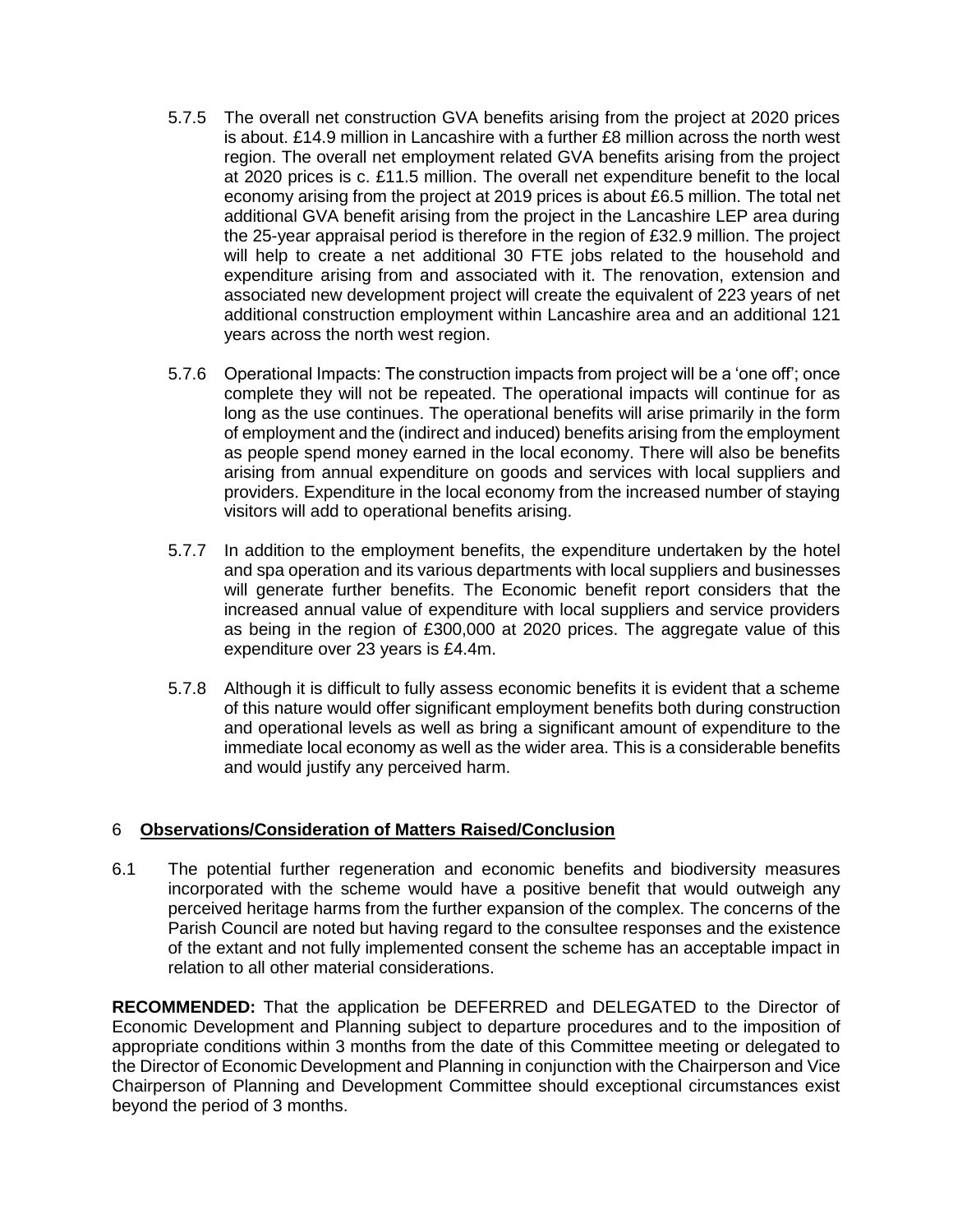5.7.5 The overall net construction GVA benefits arising from the project at 2020 prices is about. £14.9 million in Lancashire with a further £8 million across the north west region. The overall net employment related GVA benefits arising from the project at 2020 prices is c. £11.5 million. The overall net expenditure benefit to the local economy arising from the project at 2019 prices is about £6.5 million. The total net additional GVA benefit arising from the project in the Lancashire LEP area during the 25-year appraisal period is therefore in the region of £32.9 million. The project will help to create a net additional 30 FTE jobs related to the household and expenditure arising from and associated with it. The renovation, extension and associated new development project will create the equivalent of 223 years of net additional construction employment within Lancashire area and an additional 121 years across the north west region.

5.7.6 Operational Impacts: The construction impacts from project will be a 'one off'; once complete they will not be repeated. The operational impacts will continue for as long as the use continues. The operational benefits will arise primarily in the form of employment and the (indirect and induced) benefits arising from the employment as people spend money earned in the local economy. There will also be benefits arising from annual expenditure on goods and services with local suppliers and providers. Expenditure in the local economy from the increased number of staying visitors will add to operational benefits arising.

5.7.7 In addition to the employment benefits, the expenditure undertaken by the hotel and spa operation and its various departments with local suppliers and businesses will generate further benefits. The Economic benefit report considers that the increased annual value of expenditure with local suppliers and service providers as being in the region of £300,000 at 2020 prices. The aggregate value of this expenditure over 23 years is £4.4m.

5.7.8 Although it is difficult to fully assess economic benefits it is evident that a scheme of this nature would offer significant employment benefits both during construction and operational levels as well as bring a significant amount of expenditure to the immediate local economy as well as the wider area. This is a considerable benefits and would justify any perceived harm.

## 6 Observations/Consideration of Matters Raised/Conclusion

6.1 The potential further regeneration and economic benefits and biodiversity measures incorporated with the scheme would have a positive benefit that would outweigh any perceived heritage harms from the further expansion of the complex. The concerns of the Parish Council are noted but having regard to the consultee responses and the existence of the extant and not fully implemented consent the scheme has an acceptable impact in relation to all other material considerations.

**RECOMMENDED:** That the application be DEFERRED and DELEGATED to the Director of Economic Development and Planning subject to departure procedures and to the imposition of appropriate conditions within 3 months from the date of this Committee meeting or delegated to the Director of Economic Development and Planning in conjunction with the Chairperson and Vice Chairperson of Planning and Development Committee should exceptional circumstances exist beyond the period of 3 months.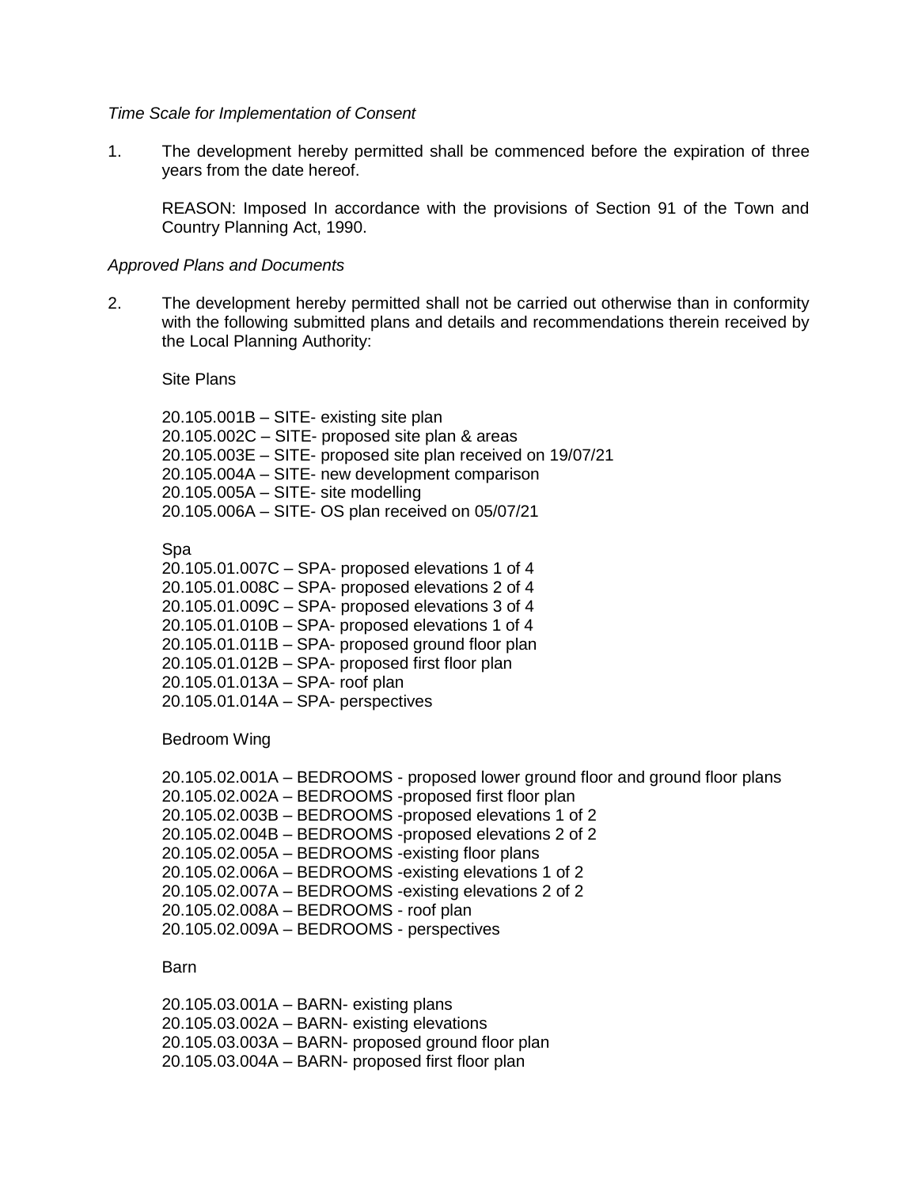*Time Scale for Implementation of Consent*

1. The development hereby permitted shall be commenced before the expiration of three years from the date hereof.

   REASON: Imposed In accordance with the provisions of Section 91 of the Town and Country Planning Act, 1990.

*Approved Plans and Documents*

2. The development hereby permitted shall not be carried out otherwise than in conformity with the following submitted plans and details and recommendations therein received by the Local Planning Authority:

   Site Plans

   20.105.001B – SITE- existing site plan
   20.105.002C – SITE- proposed site plan & areas
   20.105.003E – SITE- proposed site plan received on 19/07/21
   20.105.004A – SITE- new development comparison
   20.105.005A – SITE- site modelling
   20.105.006A – SITE- OS plan received on 05/07/21

   Spa
   20.105.01.007C – SPA- proposed elevations 1 of 4
   20.105.01.008C – SPA- proposed elevations 2 of 4
   20.105.01.009C – SPA- proposed elevations 3 of 4
   20.105.01.010B – SPA- proposed elevations 1 of 4
   20.105.01.011B – SPA- proposed ground floor plan
   20.105.01.012B – SPA- proposed first floor plan
   20.105.01.013A – SPA- roof plan
   20.105.01.014A – SPA- perspectives

   Bedroom Wing

   20.105.02.001A – BEDROOMS - proposed lower ground floor and ground floor plans
   20.105.02.002A – BEDROOMS -proposed first floor plan
   20.105.02.003B – BEDROOMS -proposed elevations 1 of 2
   20.105.02.004B – BEDROOMS -proposed elevations 2 of 2
   20.105.02.005A – BEDROOMS -existing floor plans
   20.105.02.006A – BEDROOMS -existing elevations 1 of 2
   20.105.02.007A – BEDROOMS -existing elevations 2 of 2
   20.105.02.008A – BEDROOMS - roof plan
   20.105.02.009A – BEDROOMS - perspectives

   Barn

   20.105.03.001A – BARN- existing plans
   20.105.03.002A – BARN- existing elevations
   20.105.03.003A – BARN- proposed ground floor plan
   20.105.03.004A – BARN- proposed first floor plan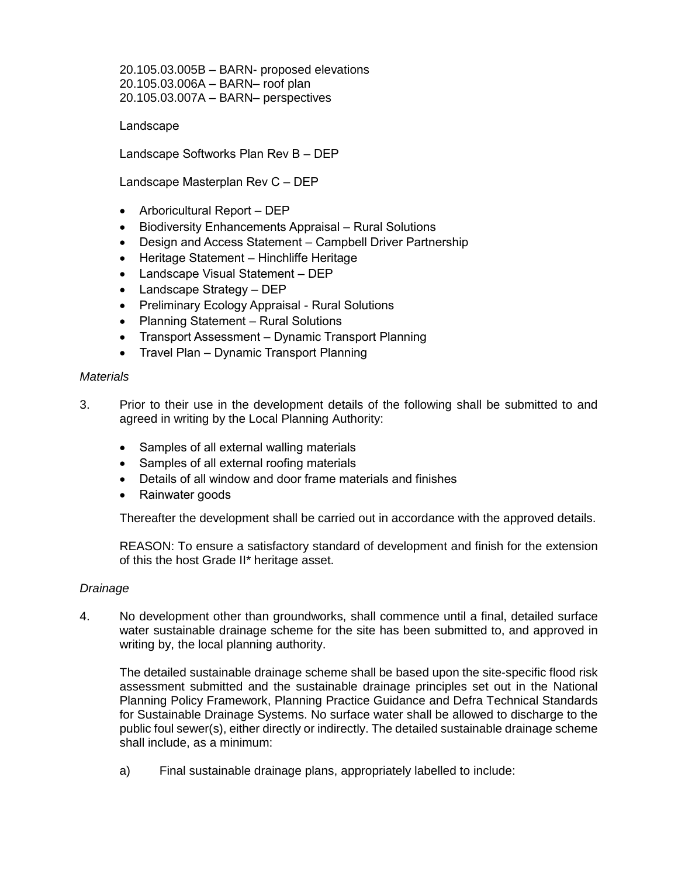20.105.03.005B – BARN- proposed elevations
20.105.03.006A – BARN– roof plan
20.105.03.007A – BARN– perspectives

Landscape

Landscape Softworks Plan Rev B – DEP

Landscape Masterplan Rev C – DEP

- Arboricultural Report – DEP
- Biodiversity Enhancements Appraisal – Rural Solutions
- Design and Access Statement – Campbell Driver Partnership
- Heritage Statement – Hinchliffe Heritage
- Landscape Visual Statement – DEP
- Landscape Strategy – DEP
- Preliminary Ecology Appraisal - Rural Solutions
- Planning Statement – Rural Solutions
- Transport Assessment – Dynamic Transport Planning
- Travel Plan – Dynamic Transport Planning

*Materials*

3. Prior to their use in the development details of the following shall be submitted to and agreed in writing by the Local Planning Authority:

   - Samples of all external walling materials
   - Samples of all external roofing materials
   - Details of all window and door frame materials and finishes
   - Rainwater goods

   Thereafter the development shall be carried out in accordance with the approved details.

   REASON: To ensure a satisfactory standard of development and finish for the extension of this the host Grade II* heritage asset.

*Drainage*

4. No development other than groundworks, shall commence until a final, detailed surface water sustainable drainage scheme for the site has been submitted to, and approved in writing by, the local planning authority.

   The detailed sustainable drainage scheme shall be based upon the site-specific flood risk assessment submitted and the sustainable drainage principles set out in the National Planning Policy Framework, Planning Practice Guidance and Defra Technical Standards for Sustainable Drainage Systems. No surface water shall be allowed to discharge to the public foul sewer(s), either directly or indirectly. The detailed sustainable drainage scheme shall include, as a minimum:

   a) Final sustainable drainage plans, appropriately labelled to include: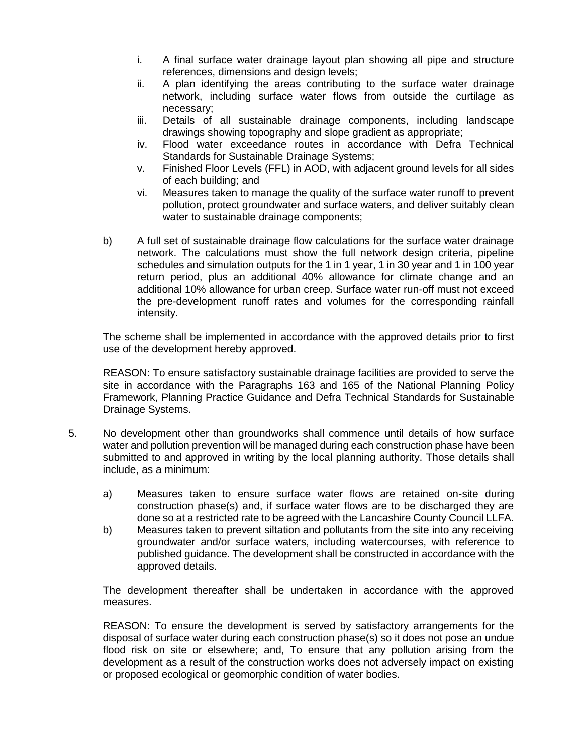i. A final surface water drainage layout plan showing all pipe and structure references, dimensions and design levels;
   ii. A plan identifying the areas contributing to the surface water drainage network, including surface water flows from outside the curtilage as necessary;
   iii. Details of all sustainable drainage components, including landscape drawings showing topography and slope gradient as appropriate;
   iv. Flood water exceedance routes in accordance with Defra Technical Standards for Sustainable Drainage Systems;
   v. Finished Floor Levels (FFL) in AOD, with adjacent ground levels for all sides of each building; and
   vi. Measures taken to manage the quality of the surface water runoff to prevent pollution, protect groundwater and surface waters, and deliver suitably clean water to sustainable drainage components;

b) A full set of sustainable drainage flow calculations for the surface water drainage network. The calculations must show the full network design criteria, pipeline schedules and simulation outputs for the 1 in 1 year, 1 in 30 year and 1 in 100 year return period, plus an additional 40% allowance for climate change and an additional 10% allowance for urban creep. Surface water run-off must not exceed the pre-development runoff rates and volumes for the corresponding rainfall intensity.

The scheme shall be implemented in accordance with the approved details prior to first use of the development hereby approved.

REASON: To ensure satisfactory sustainable drainage facilities are provided to serve the site in accordance with the Paragraphs 163 and 165 of the National Planning Policy Framework, Planning Practice Guidance and Defra Technical Standards for Sustainable Drainage Systems.

5. No development other than groundworks shall commence until details of how surface water and pollution prevention will be managed during each construction phase have been submitted to and approved in writing by the local planning authority. Those details shall include, as a minimum:

   a) Measures taken to ensure surface water flows are retained on-site during construction phase(s) and, if surface water flows are to be discharged they are done so at a restricted rate to be agreed with the Lancashire County Council LLFA.
   b) Measures taken to prevent siltation and pollutants from the site into any receiving groundwater and/or surface waters, including watercourses, with reference to published guidance. The development shall be constructed in accordance with the approved details.

   The development thereafter shall be undertaken in accordance with the approved measures.

   REASON: To ensure the development is served by satisfactory arrangements for the disposal of surface water during each construction phase(s) so it does not pose an undue flood risk on site or elsewhere; and, To ensure that any pollution arising from the development as a result of the construction works does not adversely impact on existing or proposed ecological or geomorphic condition of water bodies.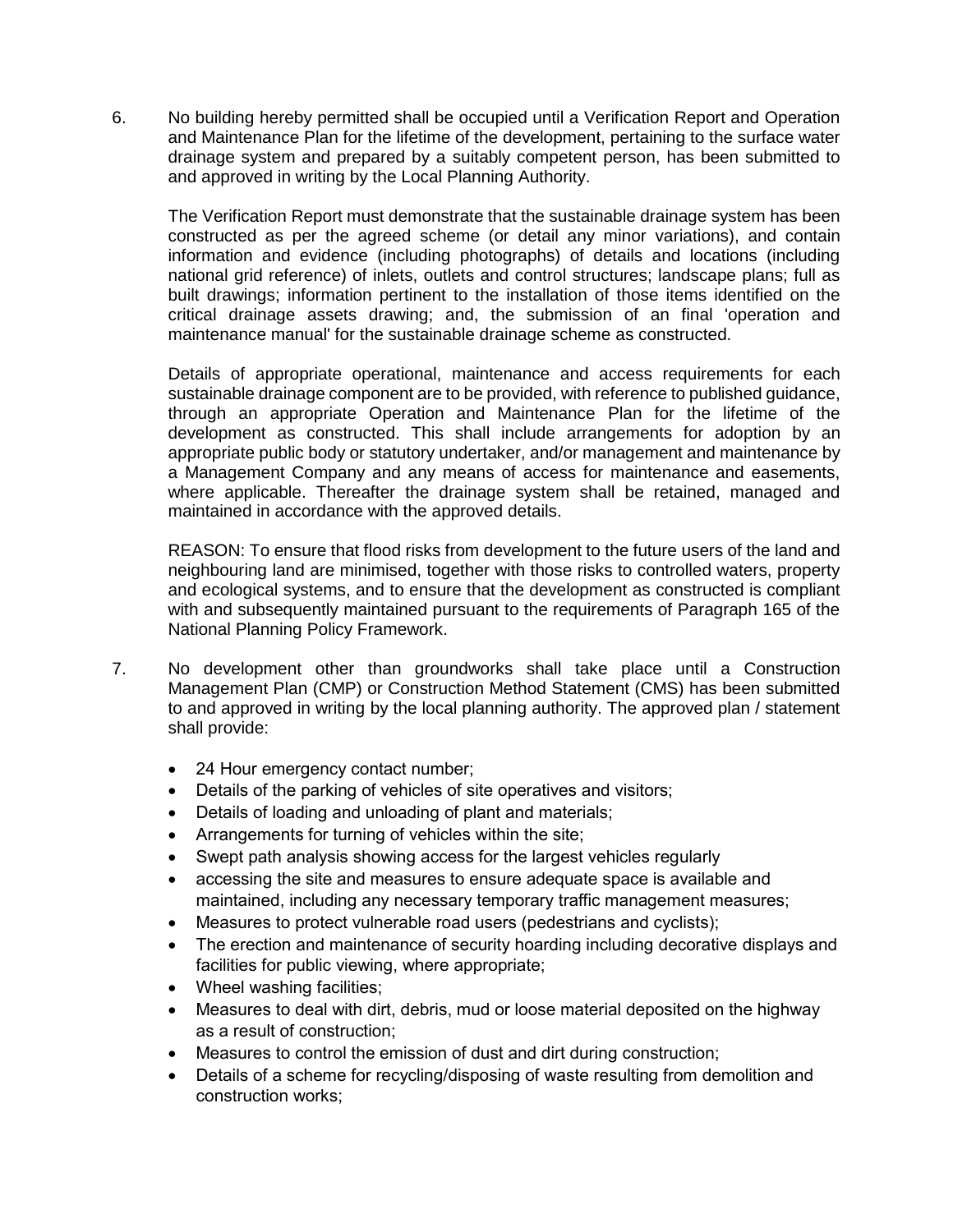6. No building hereby permitted shall be occupied until a Verification Report and Operation and Maintenance Plan for the lifetime of the development, pertaining to the surface water drainage system and prepared by a suitably competent person, has been submitted to and approved in writing by the Local Planning Authority.

   The Verification Report must demonstrate that the sustainable drainage system has been constructed as per the agreed scheme (or detail any minor variations), and contain information and evidence (including photographs) of details and locations (including national grid reference) of inlets, outlets and control structures; landscape plans; full as built drawings; information pertinent to the installation of those items identified on the critical drainage assets drawing; and, the submission of an final 'operation and maintenance manual' for the sustainable drainage scheme as constructed.

   Details of appropriate operational, maintenance and access requirements for each sustainable drainage component are to be provided, with reference to published guidance, through an appropriate Operation and Maintenance Plan for the lifetime of the development as constructed. This shall include arrangements for adoption by an appropriate public body or statutory undertaker, and/or management and maintenance by a Management Company and any means of access for maintenance and easements, where applicable. Thereafter the drainage system shall be retained, managed and maintained in accordance with the approved details.

   REASON: To ensure that flood risks from development to the future users of the land and neighbouring land are minimised, together with those risks to controlled waters, property and ecological systems, and to ensure that the development as constructed is compliant with and subsequently maintained pursuant to the requirements of Paragraph 165 of the National Planning Policy Framework.

7. No development other than groundworks shall take place until a Construction Management Plan (CMP) or Construction Method Statement (CMS) has been submitted to and approved in writing by the local planning authority. The approved plan / statement shall provide:

   - 24 Hour emergency contact number;
   - Details of the parking of vehicles of site operatives and visitors;
   - Details of loading and unloading of plant and materials;
   - Arrangements for turning of vehicles within the site;
   - Swept path analysis showing access for the largest vehicles regularly
   - accessing the site and measures to ensure adequate space is available and maintained, including any necessary temporary traffic management measures;
   - Measures to protect vulnerable road users (pedestrians and cyclists);
   - The erection and maintenance of security hoarding including decorative displays and facilities for public viewing, where appropriate;
   - Wheel washing facilities;
   - Measures to deal with dirt, debris, mud or loose material deposited on the highway as a result of construction;
   - Measures to control the emission of dust and dirt during construction;
   - Details of a scheme for recycling/disposing of waste resulting from demolition and construction works;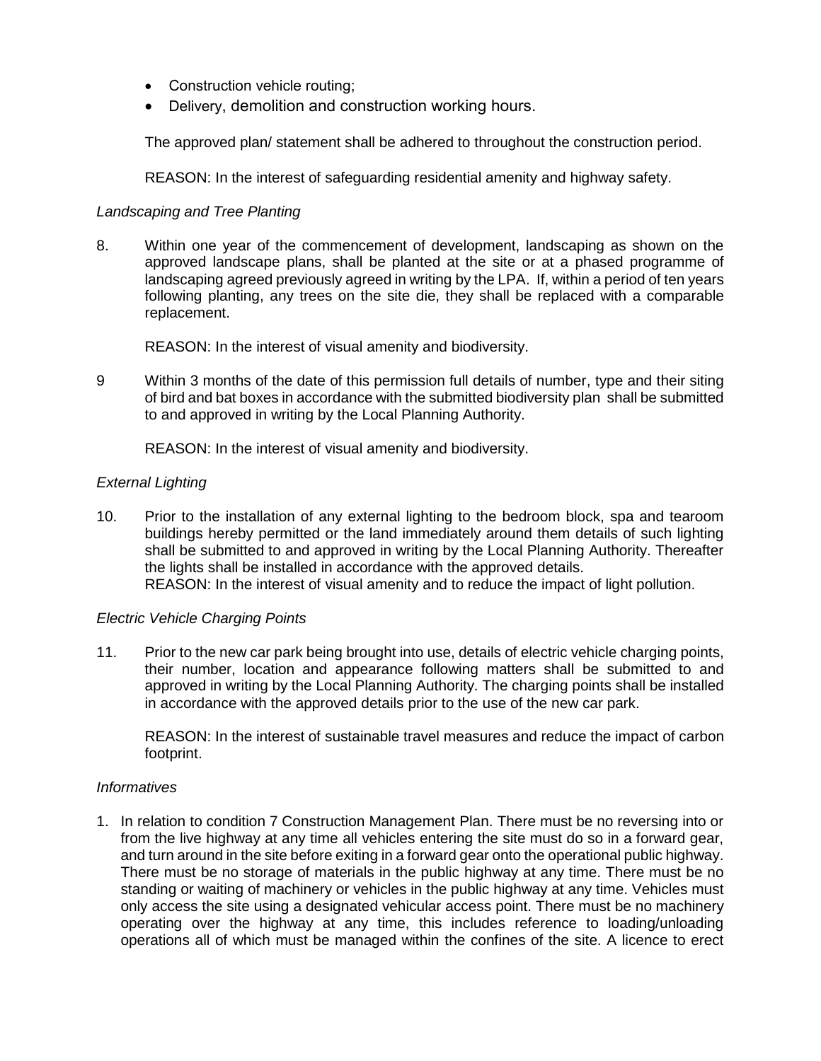- Construction vehicle routing;
- Delivery, demolition and construction working hours.

The approved plan/ statement shall be adhered to throughout the construction period.

REASON: In the interest of safeguarding residential amenity and highway safety.

*Landscaping and Tree Planting*

8. Within one year of the commencement of development, landscaping as shown on the approved landscape plans, shall be planted at the site or at a phased programme of landscaping agreed previously agreed in writing by the LPA. If, within a period of ten years following planting, any trees on the site die, they shall be replaced with a comparable replacement.

   REASON: In the interest of visual amenity and biodiversity.

9 Within 3 months of the date of this permission full details of number, type and their siting of bird and bat boxes in accordance with the submitted biodiversity plan shall be submitted to and approved in writing by the Local Planning Authority.

   REASON: In the interest of visual amenity and biodiversity.

*External Lighting*

10. Prior to the installation of any external lighting to the bedroom block, spa and tearoom buildings hereby permitted or the land immediately around them details of such lighting shall be submitted to and approved in writing by the Local Planning Authority. Thereafter the lights shall be installed in accordance with the approved details.
    REASON: In the interest of visual amenity and to reduce the impact of light pollution.

*Electric Vehicle Charging Points*

11. Prior to the new car park being brought into use, details of electric vehicle charging points, their number, location and appearance following matters shall be submitted to and approved in writing by the Local Planning Authority. The charging points shall be installed in accordance with the approved details prior to the use of the new car park.

    REASON: In the interest of sustainable travel measures and reduce the impact of carbon footprint.

*Informatives*

1. In relation to condition 7 Construction Management Plan. There must be no reversing into or from the live highway at any time all vehicles entering the site must do so in a forward gear, and turn around in the site before exiting in a forward gear onto the operational public highway. There must be no storage of materials in the public highway at any time. There must be no standing or waiting of machinery or vehicles in the public highway at any time. Vehicles must only access the site using a designated vehicular access point. There must be no machinery operating over the highway at any time, this includes reference to loading/unloading operations all of which must be managed within the confines of the site. A licence to erect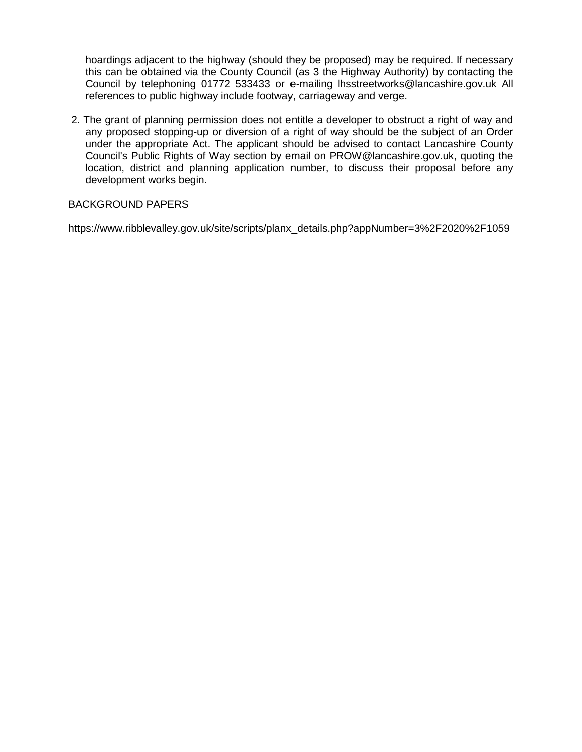hoardings adjacent to the highway (should they be proposed) may be required. If necessary this can be obtained via the County Council (as 3 the Highway Authority) by contacting the Council by telephoning 01772 533433 or e-mailing lhsstreetworks@lancashire.gov.uk All references to public highway include footway, carriageway and verge.

2. The grant of planning permission does not entitle a developer to obstruct a right of way and any proposed stopping-up or diversion of a right of way should be the subject of an Order under the appropriate Act. The applicant should be advised to contact Lancashire County Council's Public Rights of Way section by email on PROW@lancashire.gov.uk, quoting the location, district and planning application number, to discuss their proposal before any development works begin.

BACKGROUND PAPERS

https://www.ribblevalley.gov.uk/site/scripts/planx_details.php?appNumber=3%2F2020%2F1059